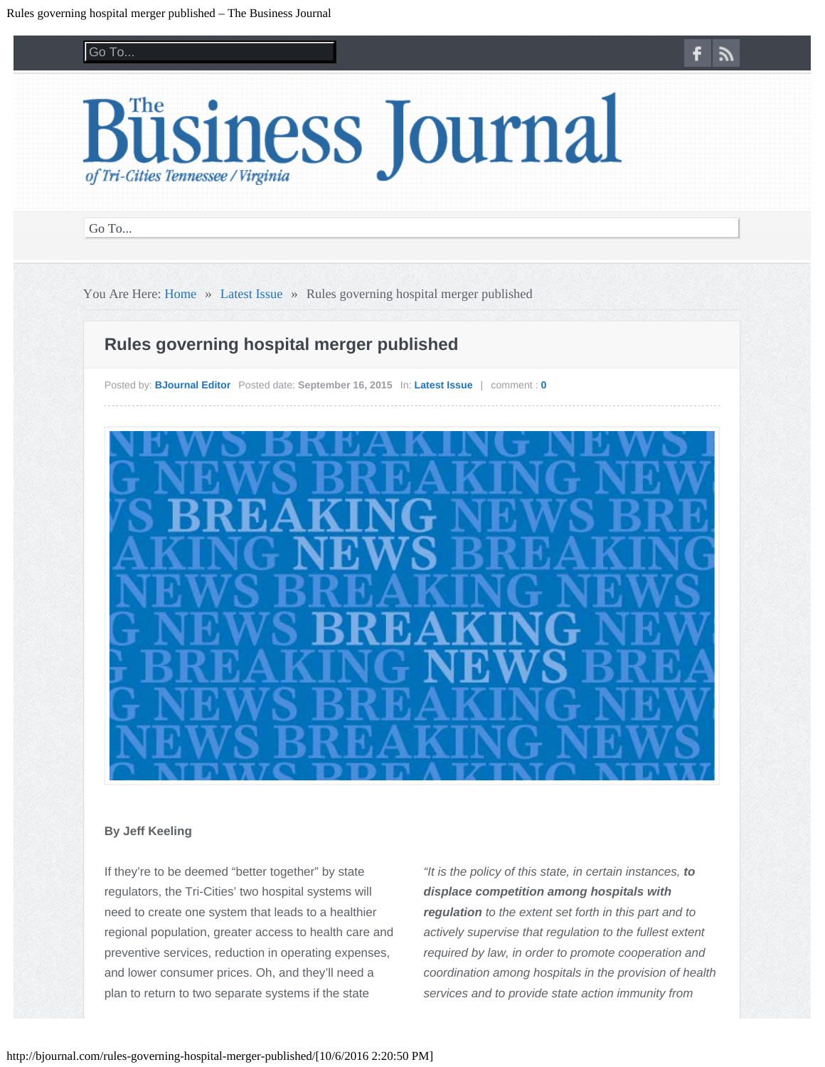You Are Here: Home » Latest Issue » Rules governing hospital merger published

# Rules governing hospital merger published

Posted by: **BJournal Editor** Posted date: **September 16, 2015** In: **Latest Issue** | comment : **0**

**By Jeff Keeling**

If they're to be deemed "better together" by state regulators, the Tri-Cities' two hospital systems will need to create one system that leads to a healthier regional population, greater access to health care and preventive services, reduction in operating expenses, and lower consumer prices. Oh, and they'll need a plan to return to two separate systems if the state

*"It is the policy of this state, in certain instances,* ***to displace competition among hospitals with regulation*** *to the extent set forth in this part and to actively supervise that regulation to the fullest extent required by law, in order to promote cooperation and coordination among hospitals in the provision of health services and to provide state action immunity from*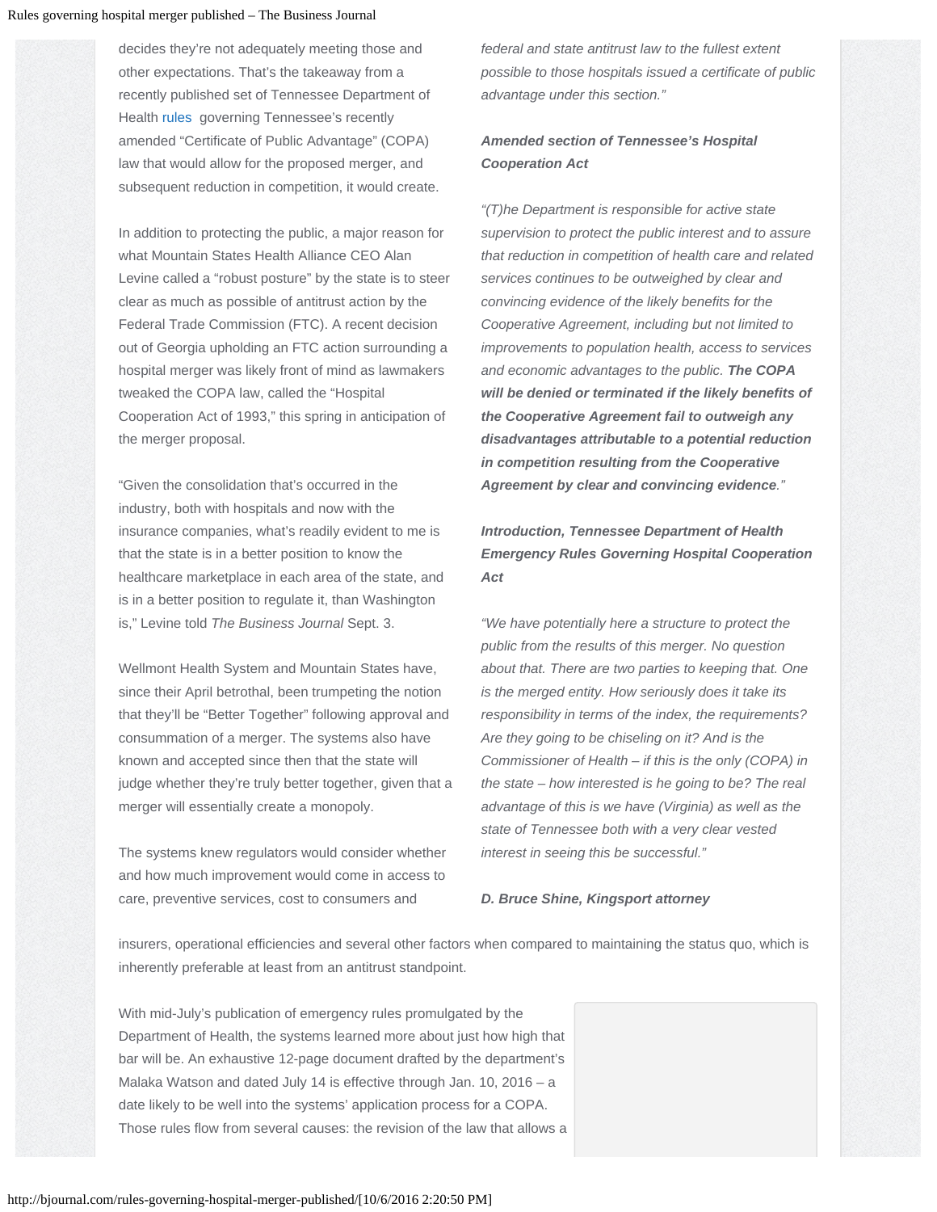decides they're not adequately meeting those and other expectations. That's the takeaway from a recently published set of Tennessee Department of Health rules governing Tennessee's recently amended "Certificate of Public Advantage" (COPA) law that would allow for the proposed merger, and subsequent reduction in competition, it would create.

In addition to protecting the public, a major reason for what Mountain States Health Alliance CEO Alan Levine called a "robust posture" by the state is to steer clear as much as possible of antitrust action by the Federal Trade Commission (FTC). A recent decision out of Georgia upholding an FTC action surrounding a hospital merger was likely front of mind as lawmakers tweaked the COPA law, called the "Hospital Cooperation Act of 1993," this spring in anticipation of the merger proposal.

"Given the consolidation that's occurred in the industry, both with hospitals and now with the insurance companies, what's readily evident to me is that the state is in a better position to know the healthcare marketplace in each area of the state, and is in a better position to regulate it, than Washington is," Levine told *The Business Journal* Sept. 3.

Wellmont Health System and Mountain States have, since their April betrothal, been trumpeting the notion that they'll be "Better Together" following approval and consummation of a merger. The systems also have known and accepted since then that the state will judge whether they're truly better together, given that a merger will essentially create a monopoly.

The systems knew regulators would consider whether and how much improvement would come in access to care, preventive services, cost to consumers and insurers, operational efficiencies and several other factors when compared to maintaining the status quo, which is inherently preferable at least from an antitrust standpoint.

*federal and state antitrust law to the fullest extent possible to those hospitals issued a certificate of public advantage under this section."*

***Amended section of Tennessee's Hospital Cooperation Act***

*"(T)he Department is responsible for active state supervision to protect the public interest and to assure that reduction in competition of health care and related services continues to be outweighed by clear and convincing evidence of the likely benefits for the Cooperative Agreement, including but not limited to improvements to population health, access to services and economic advantages to the public.* ***The COPA will be denied or terminated if the likely benefits of the Cooperative Agreement fail to outweigh any disadvantages attributable to a potential reduction in competition resulting from the Cooperative Agreement by clear and convincing evidence****."*

***Introduction, Tennessee Department of Health Emergency Rules Governing Hospital Cooperation Act***

*"We have potentially here a structure to protect the public from the results of this merger. No question about that. There are two parties to keeping that. One is the merged entity. How seriously does it take its responsibility in terms of the index, the requirements? Are they going to be chiseling on it? And is the Commissioner of Health – if this is the only (COPA) in the state – how interested is he going to be? The real advantage of this is we have (Virginia) as well as the state of Tennessee both with a very clear vested interest in seeing this be successful."*

***D. Bruce Shine, Kingsport attorney***

With mid-July's publication of emergency rules promulgated by the Department of Health, the systems learned more about just how high that bar will be. An exhaustive 12-page document drafted by the department's Malaka Watson and dated July 14 is effective through Jan. 10, 2016 – a date likely to be well into the systems' application process for a COPA. Those rules flow from several causes: the revision of the law that allows a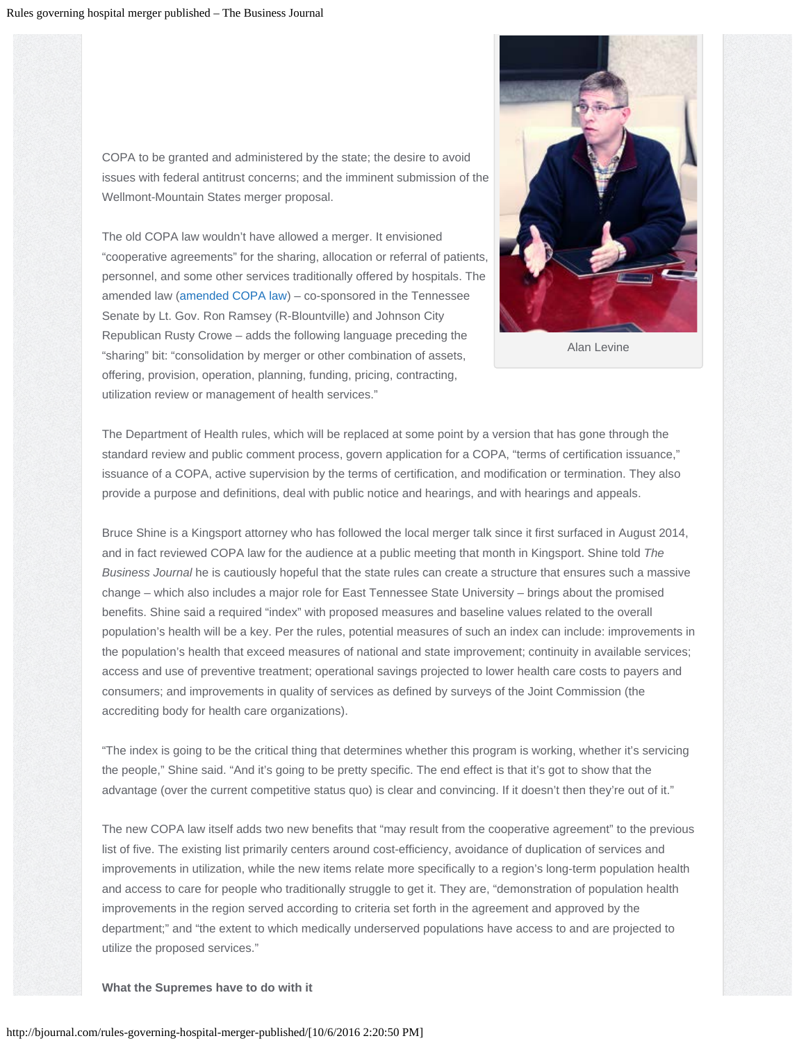COPA to be granted and administered by the state; the desire to avoid issues with federal antitrust concerns; and the imminent submission of the Wellmont-Mountain States merger proposal.

The old COPA law wouldn't have allowed a merger. It envisioned "cooperative agreements" for the sharing, allocation or referral of patients, personnel, and some other services traditionally offered by hospitals. The amended law (amended COPA law) – co-sponsored in the Tennessee Senate by Lt. Gov. Ron Ramsey (R-Blountville) and Johnson City Republican Rusty Crowe – adds the following language preceding the "sharing" bit: "consolidation by merger or other combination of assets, offering, provision, operation, planning, funding, pricing, contracting, utilization review or management of health services."

Alan Levine

The Department of Health rules, which will be replaced at some point by a version that has gone through the standard review and public comment process, govern application for a COPA, "terms of certification issuance," issuance of a COPA, active supervision by the terms of certification, and modification or termination. They also provide a purpose and definitions, deal with public notice and hearings, and with hearings and appeals.

Bruce Shine is a Kingsport attorney who has followed the local merger talk since it first surfaced in August 2014, and in fact reviewed COPA law for the audience at a public meeting that month in Kingsport. Shine told *The Business Journal* he is cautiously hopeful that the state rules can create a structure that ensures such a massive change – which also includes a major role for East Tennessee State University – brings about the promised benefits. Shine said a required "index" with proposed measures and baseline values related to the overall population's health will be a key. Per the rules, potential measures of such an index can include: improvements in the population's health that exceed measures of national and state improvement; continuity in available services; access and use of preventive treatment; operational savings projected to lower health care costs to payers and consumers; and improvements in quality of services as defined by surveys of the Joint Commission (the accrediting body for health care organizations).

"The index is going to be the critical thing that determines whether this program is working, whether it's servicing the people," Shine said. "And it's going to be pretty specific. The end effect is that it's got to show that the advantage (over the current competitive status quo) is clear and convincing. If it doesn't then they're out of it."

The new COPA law itself adds two new benefits that "may result from the cooperative agreement" to the previous list of five. The existing list primarily centers around cost-efficiency, avoidance of duplication of services and improvements in utilization, while the new items relate more specifically to a region's long-term population health and access to care for people who traditionally struggle to get it. They are, "demonstration of population health improvements in the region served according to criteria set forth in the agreement and approved by the department;" and "the extent to which medically underserved populations have access to and are projected to utilize the proposed services."

**What the Supremes have to do with it**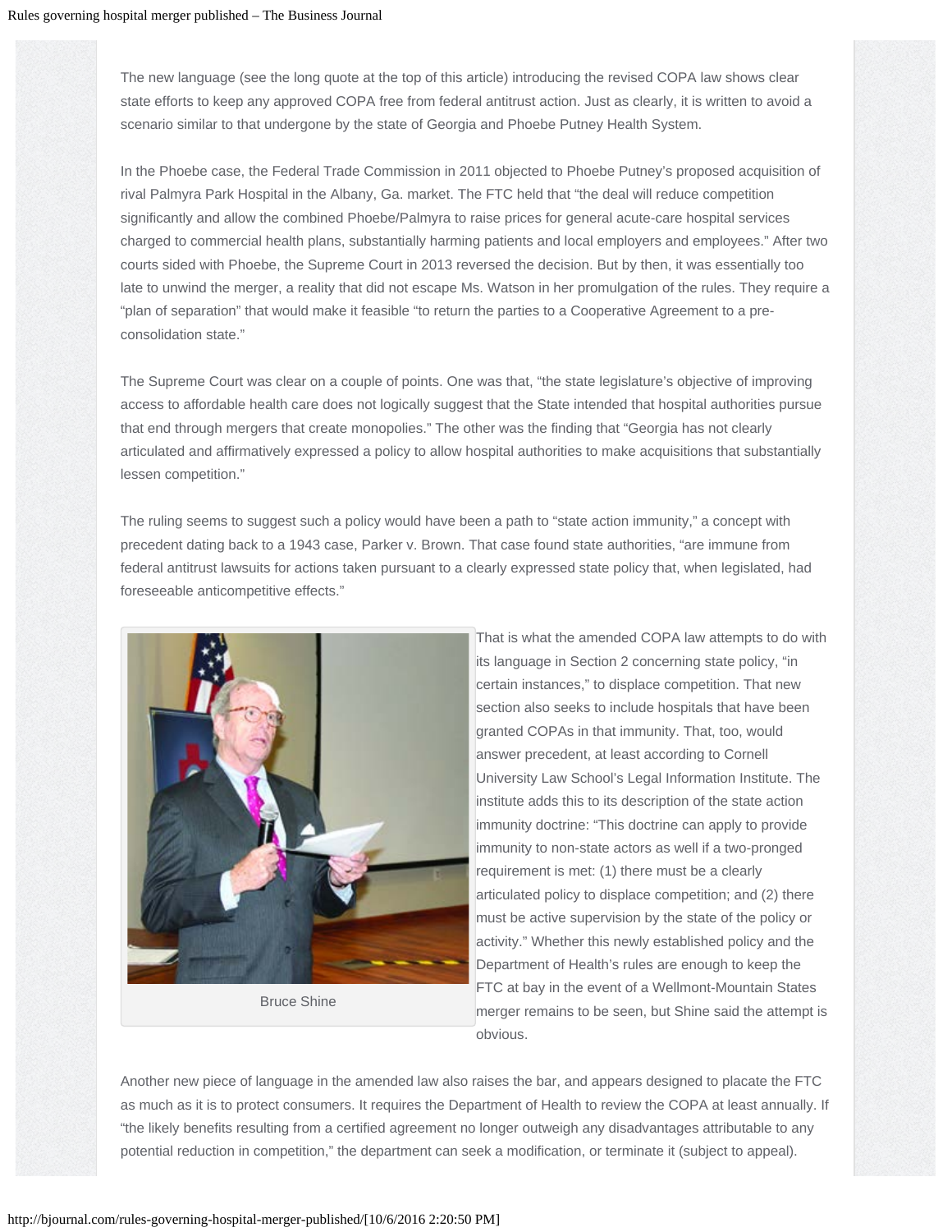The new language (see the long quote at the top of this article) introducing the revised COPA law shows clear state efforts to keep any approved COPA free from federal antitrust action. Just as clearly, it is written to avoid a scenario similar to that undergone by the state of Georgia and Phoebe Putney Health System.

In the Phoebe case, the Federal Trade Commission in 2011 objected to Phoebe Putney's proposed acquisition of rival Palmyra Park Hospital in the Albany, Ga. market. The FTC held that "the deal will reduce competition significantly and allow the combined Phoebe/Palmyra to raise prices for general acute-care hospital services charged to commercial health plans, substantially harming patients and local employers and employees." After two courts sided with Phoebe, the Supreme Court in 2013 reversed the decision. But by then, it was essentially too late to unwind the merger, a reality that did not escape Ms. Watson in her promulgation of the rules. They require a "plan of separation" that would make it feasible "to return the parties to a Cooperative Agreement to a pre-consolidation state."

The Supreme Court was clear on a couple of points. One was that, "the state legislature's objective of improving access to affordable health care does not logically suggest that the State intended that hospital authorities pursue that end through mergers that create monopolies." The other was the finding that "Georgia has not clearly articulated and affirmatively expressed a policy to allow hospital authorities to make acquisitions that substantially lessen competition."

The ruling seems to suggest such a policy would have been a path to "state action immunity," a concept with precedent dating back to a 1943 case, Parker v. Brown. That case found state authorities, "are immune from federal antitrust lawsuits for actions taken pursuant to a clearly expressed state policy that, when legislated, had foreseeable anticompetitive effects."

Bruce Shine

That is what the amended COPA law attempts to do with its language in Section 2 concerning state policy, "in certain instances," to displace competition. That new section also seeks to include hospitals that have been granted COPAs in that immunity. That, too, would answer precedent, at least according to Cornell University Law School's Legal Information Institute. The institute adds this to its description of the state action immunity doctrine: "This doctrine can apply to provide immunity to non-state actors as well if a two-pronged requirement is met: (1) there must be a clearly articulated policy to displace competition; and (2) there must be active supervision by the state of the policy or activity." Whether this newly established policy and the Department of Health's rules are enough to keep the FTC at bay in the event of a Wellmont-Mountain States merger remains to be seen, but Shine said the attempt is obvious.

Another new piece of language in the amended law also raises the bar, and appears designed to placate the FTC as much as it is to protect consumers. It requires the Department of Health to review the COPA at least annually. If "the likely benefits resulting from a certified agreement no longer outweigh any disadvantages attributable to any potential reduction in competition," the department can seek a modification, or terminate it (subject to appeal).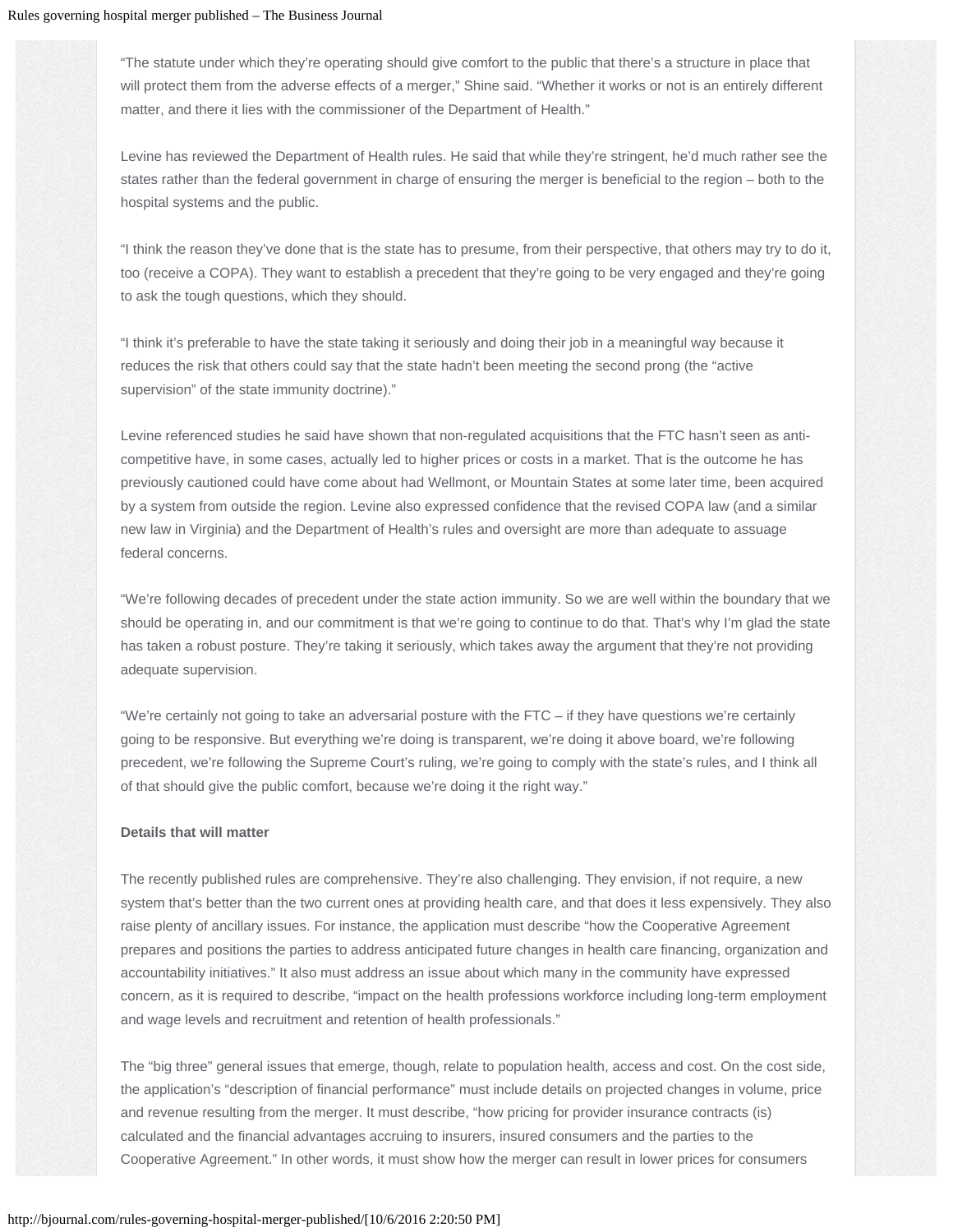"The statute under which they're operating should give comfort to the public that there's a structure in place that will protect them from the adverse effects of a merger," Shine said. "Whether it works or not is an entirely different matter, and there it lies with the commissioner of the Department of Health."

Levine has reviewed the Department of Health rules. He said that while they're stringent, he'd much rather see the states rather than the federal government in charge of ensuring the merger is beneficial to the region – both to the hospital systems and the public.

"I think the reason they've done that is the state has to presume, from their perspective, that others may try to do it, too (receive a COPA). They want to establish a precedent that they're going to be very engaged and they're going to ask the tough questions, which they should.

"I think it's preferable to have the state taking it seriously and doing their job in a meaningful way because it reduces the risk that others could say that the state hadn't been meeting the second prong (the "active supervision" of the state immunity doctrine)."

Levine referenced studies he said have shown that non-regulated acquisitions that the FTC hasn't seen as anti-competitive have, in some cases, actually led to higher prices or costs in a market. That is the outcome he has previously cautioned could have come about had Wellmont, or Mountain States at some later time, been acquired by a system from outside the region. Levine also expressed confidence that the revised COPA law (and a similar new law in Virginia) and the Department of Health's rules and oversight are more than adequate to assuage federal concerns.

"We're following decades of precedent under the state action immunity. So we are well within the boundary that we should be operating in, and our commitment is that we're going to continue to do that. That's why I'm glad the state has taken a robust posture. They're taking it seriously, which takes away the argument that they're not providing adequate supervision.

"We're certainly not going to take an adversarial posture with the FTC – if they have questions we're certainly going to be responsive. But everything we're doing is transparent, we're doing it above board, we're following precedent, we're following the Supreme Court's ruling, we're going to comply with the state's rules, and I think all of that should give the public comfort, because we're doing it the right way."

**Details that will matter**

The recently published rules are comprehensive. They're also challenging. They envision, if not require, a new system that's better than the two current ones at providing health care, and that does it less expensively. They also raise plenty of ancillary issues. For instance, the application must describe "how the Cooperative Agreement prepares and positions the parties to address anticipated future changes in health care financing, organization and accountability initiatives." It also must address an issue about which many in the community have expressed concern, as it is required to describe, "impact on the health professions workforce including long-term employment and wage levels and recruitment and retention of health professionals."

The "big three" general issues that emerge, though, relate to population health, access and cost. On the cost side, the application's "description of financial performance" must include details on projected changes in volume, price and revenue resulting from the merger. It must describe, "how pricing for provider insurance contracts (is) calculated and the financial advantages accruing to insurers, insured consumers and the parties to the Cooperative Agreement." In other words, it must show how the merger can result in lower prices for consumers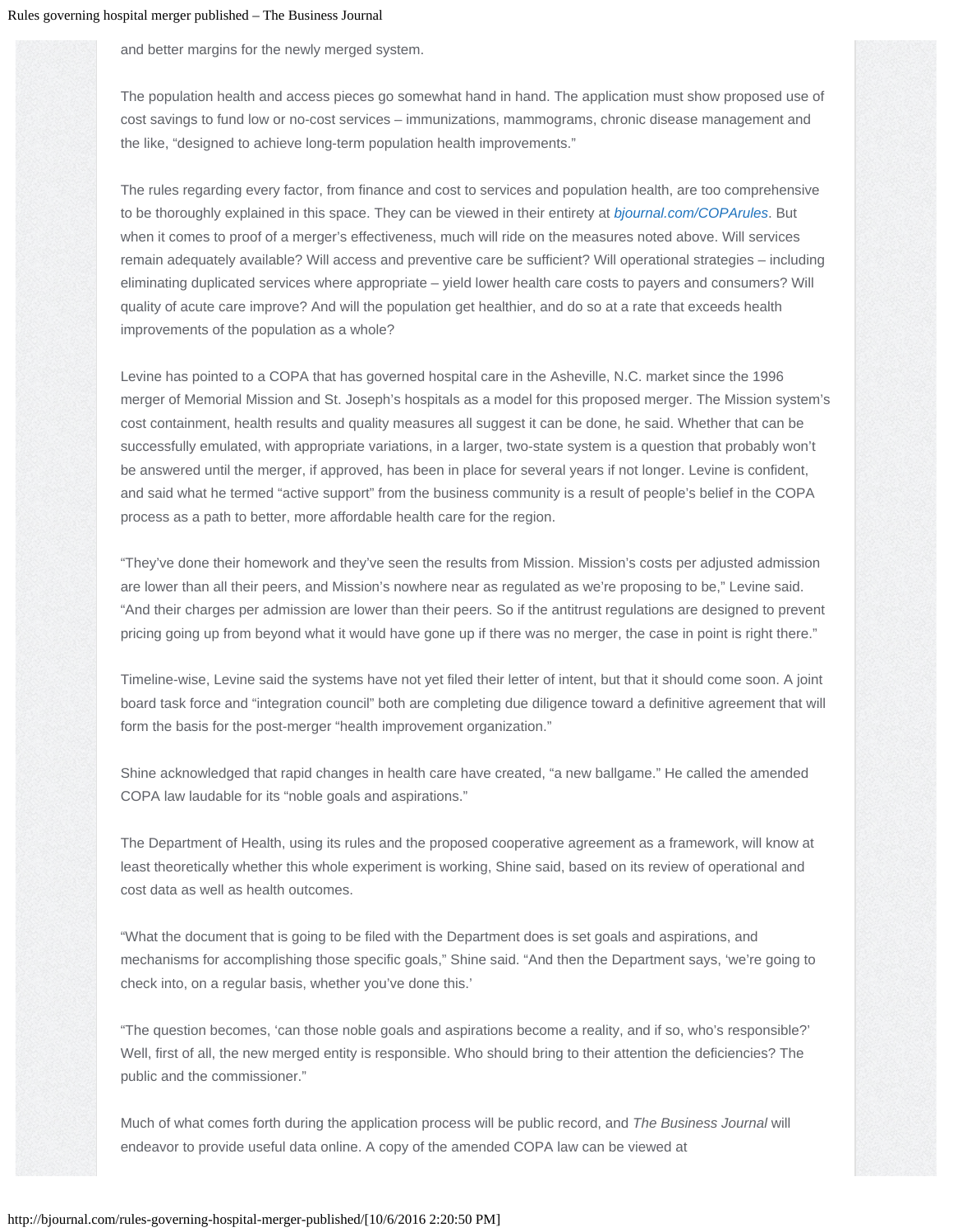and better margins for the newly merged system.

The population health and access pieces go somewhat hand in hand. The application must show proposed use of cost savings to fund low or no-cost services – immunizations, mammograms, chronic disease management and the like, "designed to achieve long-term population health improvements."

The rules regarding every factor, from finance and cost to services and population health, are too comprehensive to be thoroughly explained in this space. They can be viewed in their entirety at *bjournal.com/COPArules*. But when it comes to proof of a merger's effectiveness, much will ride on the measures noted above. Will services remain adequately available? Will access and preventive care be sufficient? Will operational strategies – including eliminating duplicated services where appropriate – yield lower health care costs to payers and consumers? Will quality of acute care improve? And will the population get healthier, and do so at a rate that exceeds health improvements of the population as a whole?

Levine has pointed to a COPA that has governed hospital care in the Asheville, N.C. market since the 1996 merger of Memorial Mission and St. Joseph's hospitals as a model for this proposed merger. The Mission system's cost containment, health results and quality measures all suggest it can be done, he said. Whether that can be successfully emulated, with appropriate variations, in a larger, two-state system is a question that probably won't be answered until the merger, if approved, has been in place for several years if not longer. Levine is confident, and said what he termed "active support" from the business community is a result of people's belief in the COPA process as a path to better, more affordable health care for the region.

"They've done their homework and they've seen the results from Mission. Mission's costs per adjusted admission are lower than all their peers, and Mission's nowhere near as regulated as we're proposing to be," Levine said. "And their charges per admission are lower than their peers. So if the antitrust regulations are designed to prevent pricing going up from beyond what it would have gone up if there was no merger, the case in point is right there."

Timeline-wise, Levine said the systems have not yet filed their letter of intent, but that it should come soon. A joint board task force and "integration council" both are completing due diligence toward a definitive agreement that will form the basis for the post-merger "health improvement organization."

Shine acknowledged that rapid changes in health care have created, "a new ballgame." He called the amended COPA law laudable for its "noble goals and aspirations."

The Department of Health, using its rules and the proposed cooperative agreement as a framework, will know at least theoretically whether this whole experiment is working, Shine said, based on its review of operational and cost data as well as health outcomes.

"What the document that is going to be filed with the Department does is set goals and aspirations, and mechanisms for accomplishing those specific goals," Shine said. "And then the Department says, 'we're going to check into, on a regular basis, whether you've done this.'

"The question becomes, 'can those noble goals and aspirations become a reality, and if so, who's responsible?' Well, first of all, the new merged entity is responsible. Who should bring to their attention the deficiencies? The public and the commissioner."

Much of what comes forth during the application process will be public record, and *The Business Journal* will endeavor to provide useful data online. A copy of the amended COPA law can be viewed at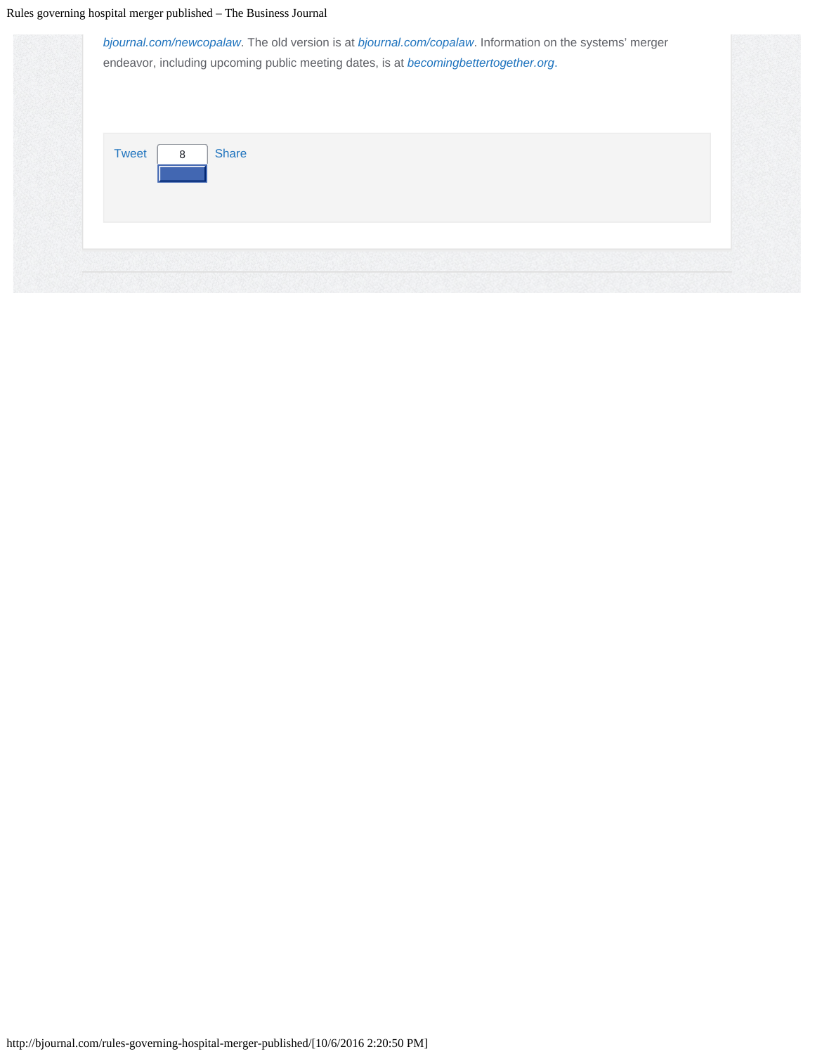*bjournal.com/newcopalaw*. The old version is at *bjournal.com/copalaw*. Information on the systems' merger endeavor, including upcoming public meeting dates, is at *becomingbettertogether.org*.

Tweet 8 Share